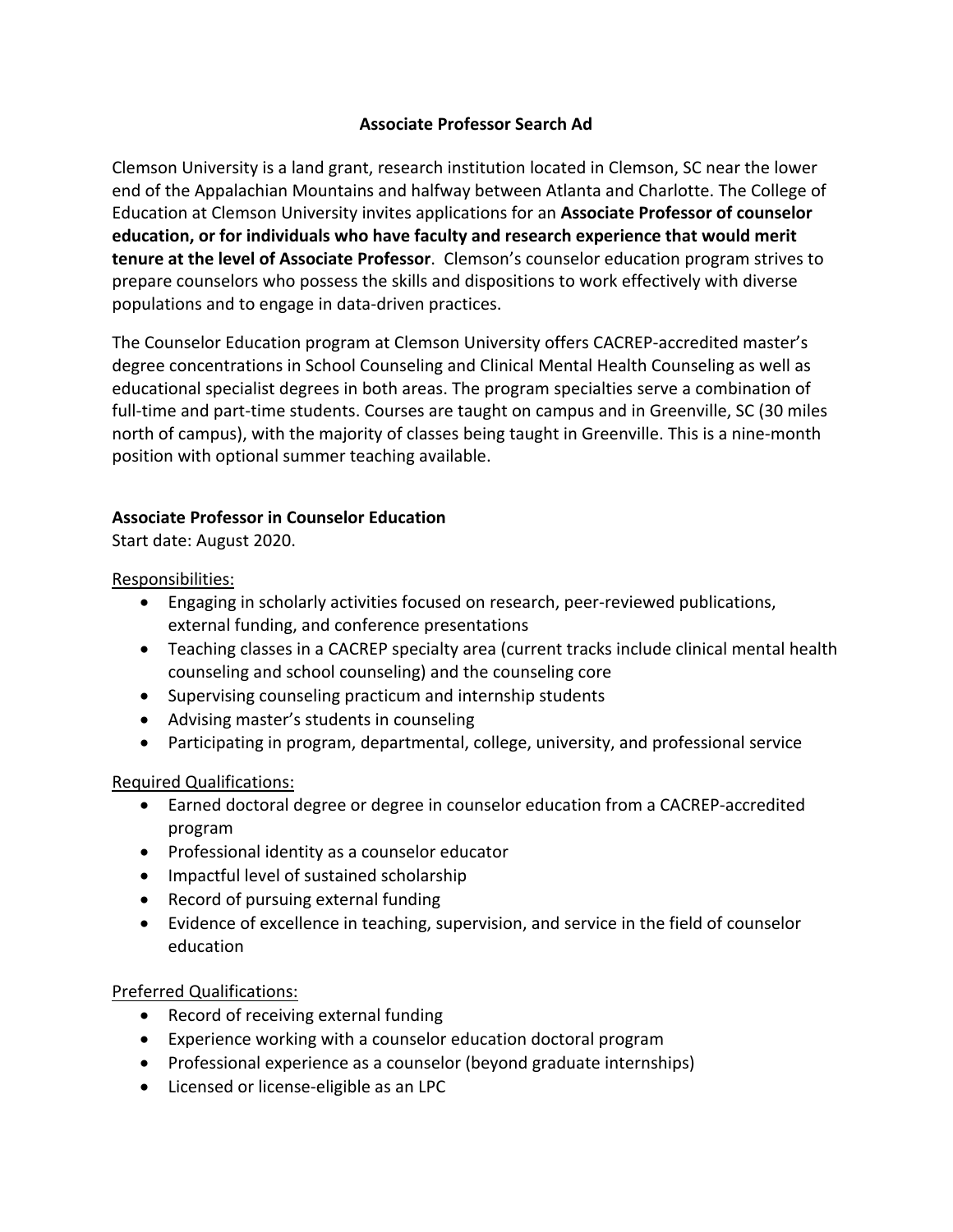# Associate Professor Search Ad

Clemson University is a land grant, research institution located in Clemson, SC near the lower end of the Appalachian Mountains and halfway between Atlanta and Charlotte. The College of Education at Clemson University invites applications for an **Associate Professor of counselor education, or for individuals who have faculty and research experience that would merit tenure at the level of Associate Professor**. Clemson's counselor education program strives to prepare counselors who possess the skills and dispositions to work effectively with diverse populations and to engage in data-driven practices.

The Counselor Education program at Clemson University offers CACREP-accredited master's degree concentrations in School Counseling and Clinical Mental Health Counseling as well as educational specialist degrees in both areas. The program specialties serve a combination of full-time and part-time students. Courses are taught on campus and in Greenville, SC (30 miles north of campus), with the majority of classes being taught in Greenville. This is a nine-month position with optional summer teaching available.

## Associate Professor in Counselor Education

Start date: August 2020.

Responsibilities:

- Engaging in scholarly activities focused on research, peer-reviewed publications, external funding, and conference presentations
- Teaching classes in a CACREP specialty area (current tracks include clinical mental health counseling and school counseling) and the counseling core
- Supervising counseling practicum and internship students
- Advising master's students in counseling
- Participating in program, departmental, college, university, and professional service

Required Qualifications:

- Earned doctoral degree or degree in counselor education from a CACREP-accredited program
- Professional identity as a counselor educator
- Impactful level of sustained scholarship
- Record of pursuing external funding
- Evidence of excellence in teaching, supervision, and service in the field of counselor education

Preferred Qualifications:

- Record of receiving external funding
- Experience working with a counselor education doctoral program
- Professional experience as a counselor (beyond graduate internships)
- Licensed or license-eligible as an LPC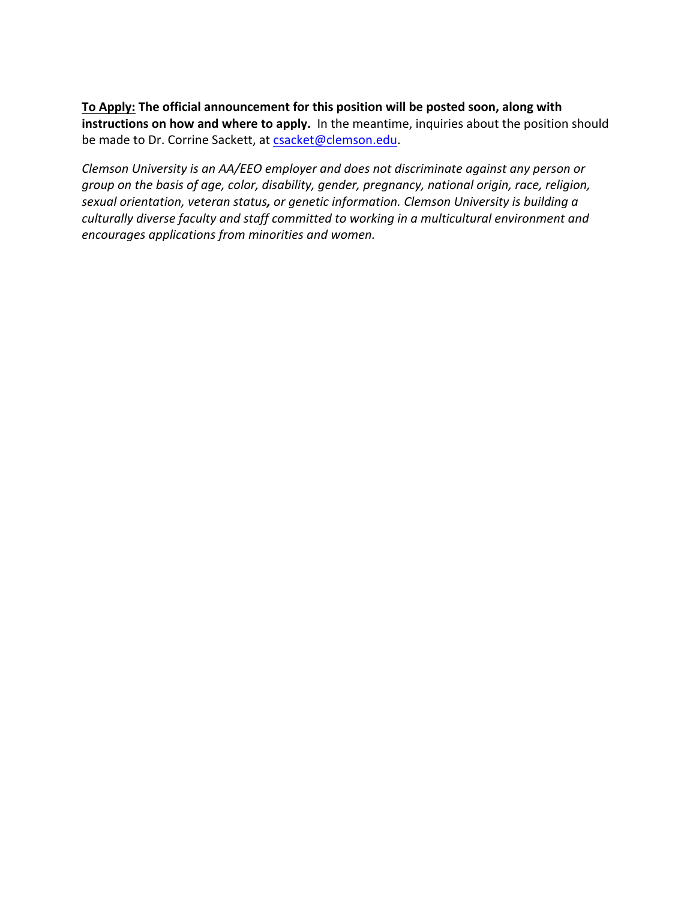**To Apply: The official announcement for this position will be posted soon, along with instructions on how and where to apply.** In the meantime, inquiries about the position should be made to Dr. Corrine Sackett, at csacket@clemson.edu.

*Clemson University is an AA/EEO employer and does not discriminate against any person or group on the basis of age, color, disability, gender, pregnancy, national origin, race, religion, sexual orientation, veteran status, or genetic information. Clemson University is building a culturally diverse faculty and staff committed to working in a multicultural environment and encourages applications from minorities and women.*